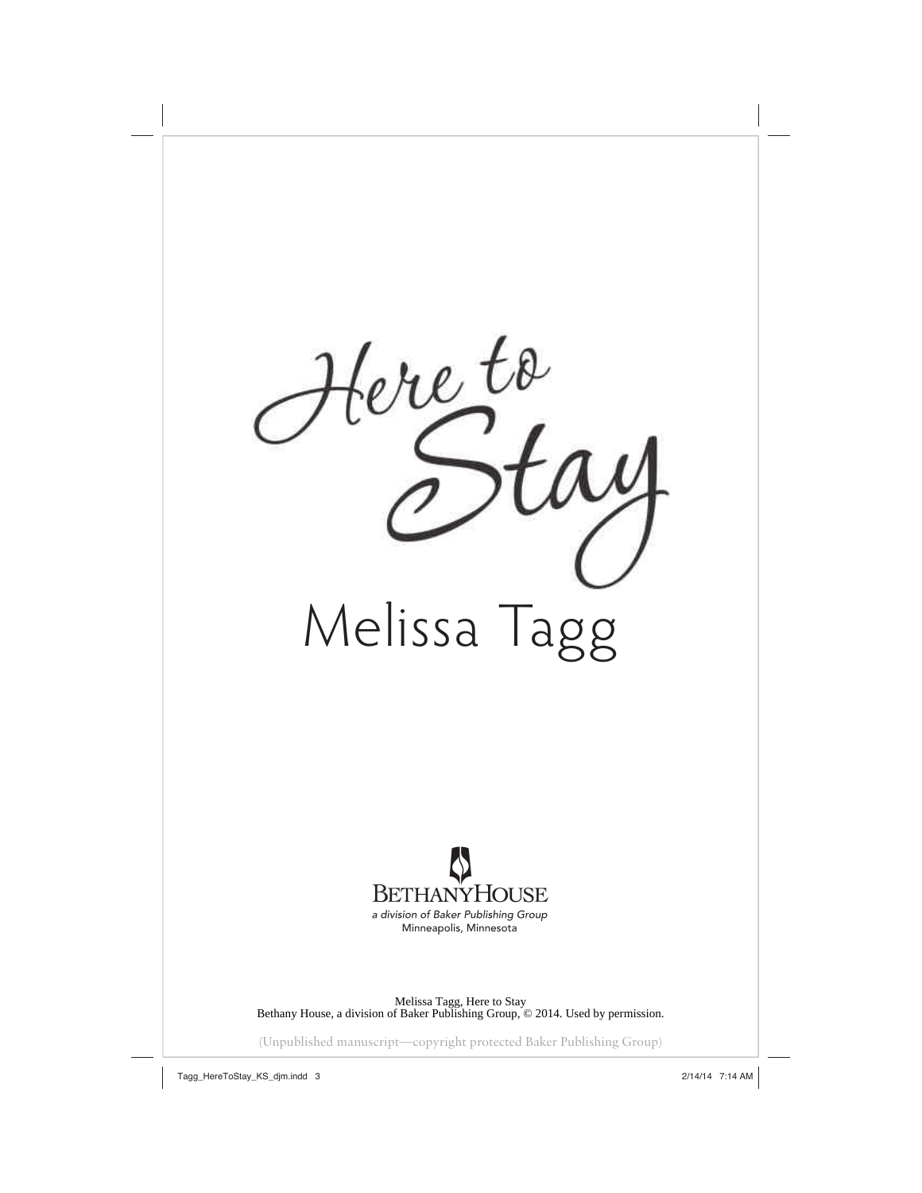# Here to Stay

## Melissa Tagg

BETHANYHOUSE

*a division of Baker Publishing Group*

Minneapolis, Minnesota

Melissa Tagg, Here to Stay
Bethany House, a division of Baker Publishing Group, © 2014. Used by permission.

(Unpublished manuscript—copyright protected Baker Publishing Group)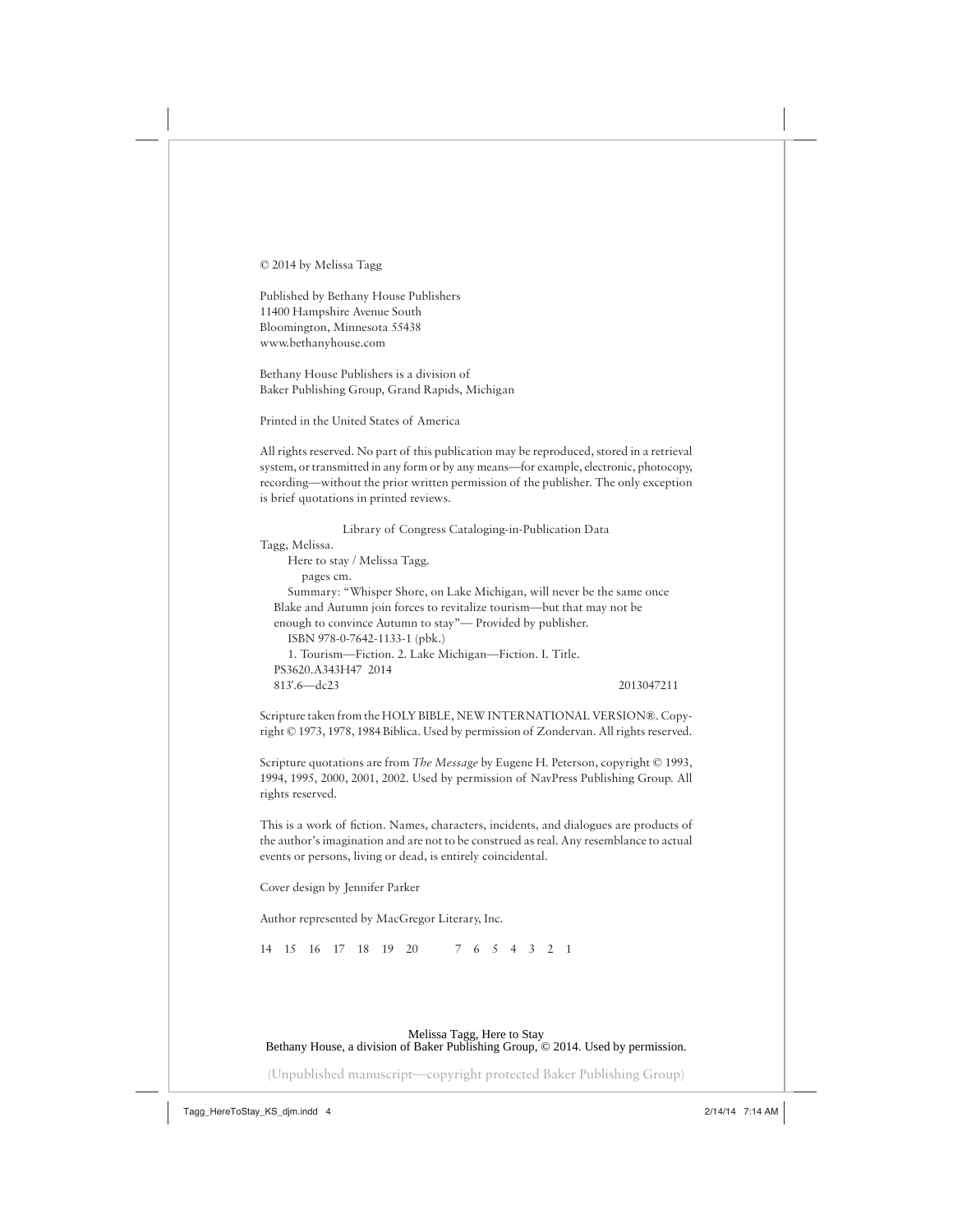© 2014 by Melissa Tagg

Published by Bethany House Publishers
11400 Hampshire Avenue South
Bloomington, Minnesota 55438
www.bethanyhouse.com

Bethany House Publishers is a division of
Baker Publishing Group, Grand Rapids, Michigan

Printed in the United States of America

All rights reserved. No part of this publication may be reproduced, stored in a retrieval system, or transmitted in any form or by any means—for example, electronic, photocopy, recording—without the prior written permission of the publisher. The only exception is brief quotations in printed reviews.

Library of Congress Cataloging-in-Publication Data

Tagg, Melissa.
Here to stay / Melissa Tagg.
pages cm.
Summary: "Whisper Shore, on Lake Michigan, will never be the same once Blake and Autumn join forces to revitalize tourism—but that may not be enough to convince Autumn to stay"— Provided by publisher.
ISBN 978-0-7642-1133-1 (pbk.)
1. Tourism—Fiction. 2. Lake Michigan—Fiction. I. Title.
PS3620.A343H47 2014
813′.6—dc23 2013047211

Scripture taken from the HOLY BIBLE, NEW INTERNATIONAL VERSION®. Copyright © 1973, 1978, 1984 Biblica. Used by permission of Zondervan. All rights reserved.

Scripture quotations are from *The Message* by Eugene H. Peterson, copyright © 1993, 1994, 1995, 2000, 2001, 2002. Used by permission of NavPress Publishing Group. All rights reserved.

This is a work of fiction. Names, characters, incidents, and dialogues are products of the author's imagination and are not to be construed as real. Any resemblance to actual events or persons, living or dead, is entirely coincidental.

Cover design by Jennifer Parker

Author represented by MacGregor Literary, Inc.

14 15 16 17 18 19 20 7 6 5 4 3 2 1

Melissa Tagg, Here to Stay
Bethany House, a division of Baker Publishing Group, © 2014. Used by permission.

(Unpublished manuscript—copyright protected Baker Publishing Group)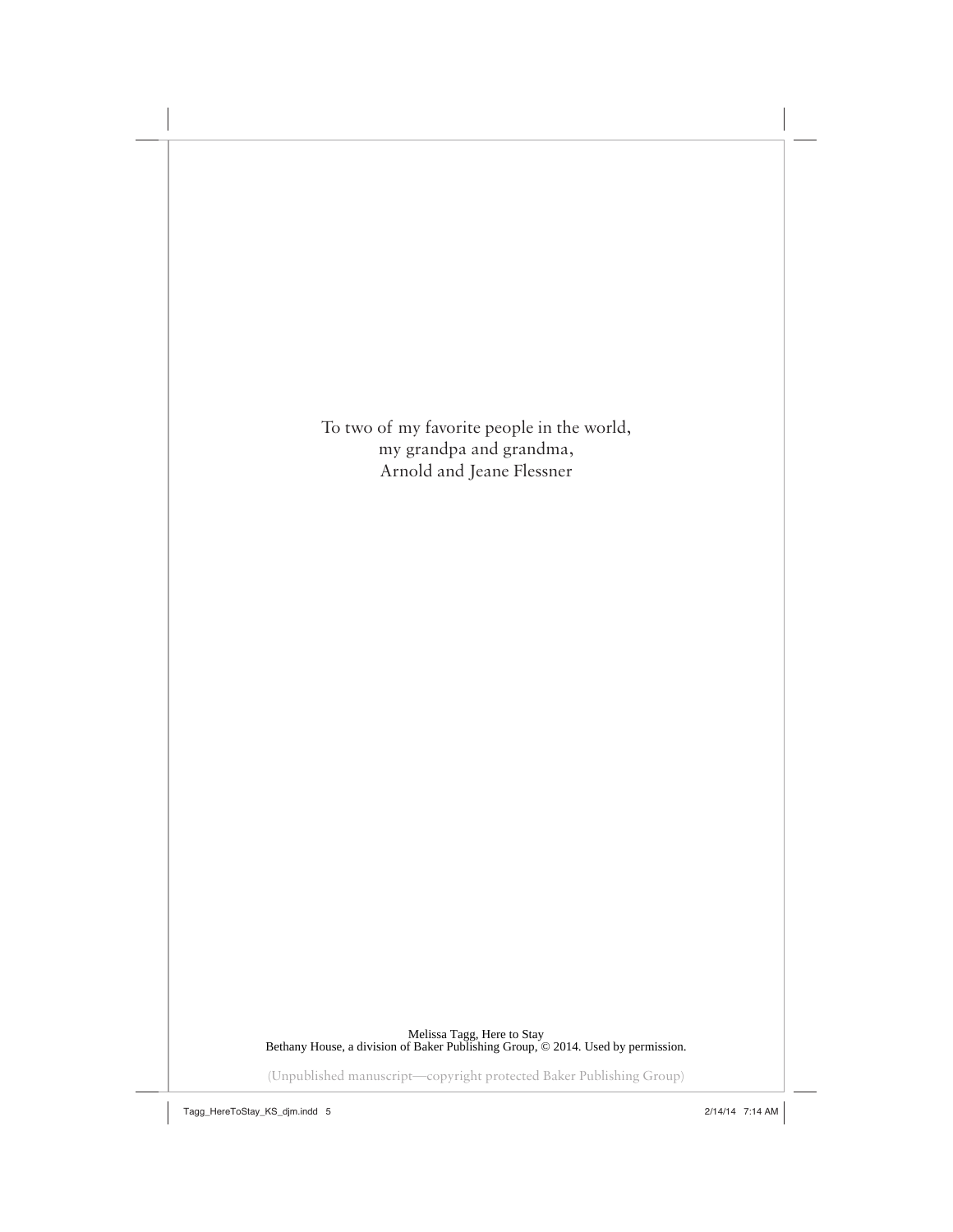To two of my favorite people in the world,
my grandpa and grandma,
Arnold and Jeane Flessner

Melissa Tagg, Here to Stay
Bethany House, a division of Baker Publishing Group, © 2014. Used by permission.

(Unpublished manuscript—copyright protected Baker Publishing Group)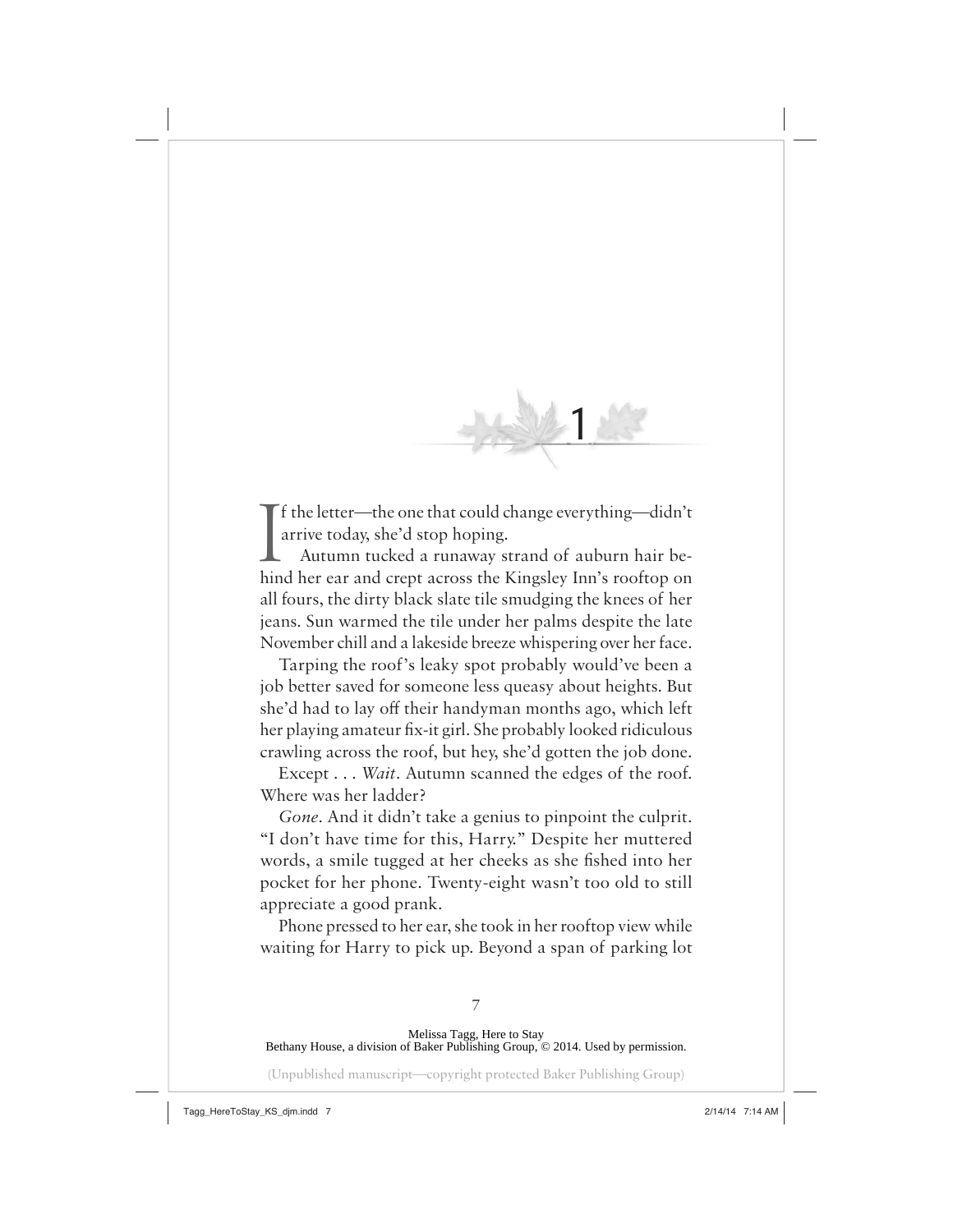# 1

If the letter—the one that could change everything—didn't arrive today, she'd stop hoping.

Autumn tucked a runaway strand of auburn hair behind her ear and crept across the Kingsley Inn's rooftop on all fours, the dirty black slate tile smudging the knees of her jeans. Sun warmed the tile under her palms despite the late November chill and a lakeside breeze whispering over her face.

Tarping the roof's leaky spot probably would've been a job better saved for someone less queasy about heights. But she'd had to lay off their handyman months ago, which left her playing amateur fix-it girl. She probably looked ridiculous crawling across the roof, but hey, she'd gotten the job done.

Except . . . *Wait*. Autumn scanned the edges of the roof. Where was her ladder?

*Gone*. And it didn't take a genius to pinpoint the culprit. "I don't have time for this, Harry." Despite her muttered words, a smile tugged at her cheeks as she fished into her pocket for her phone. Twenty-eight wasn't too old to still appreciate a good prank.

Phone pressed to her ear, she took in her rooftop view while waiting for Harry to pick up. Beyond a span of parking lot

Melissa Tagg, Here to Stay
Bethany House, a division of Baker Publishing Group, © 2014. Used by permission.

(Unpublished manuscript—copyright protected Baker Publishing Group)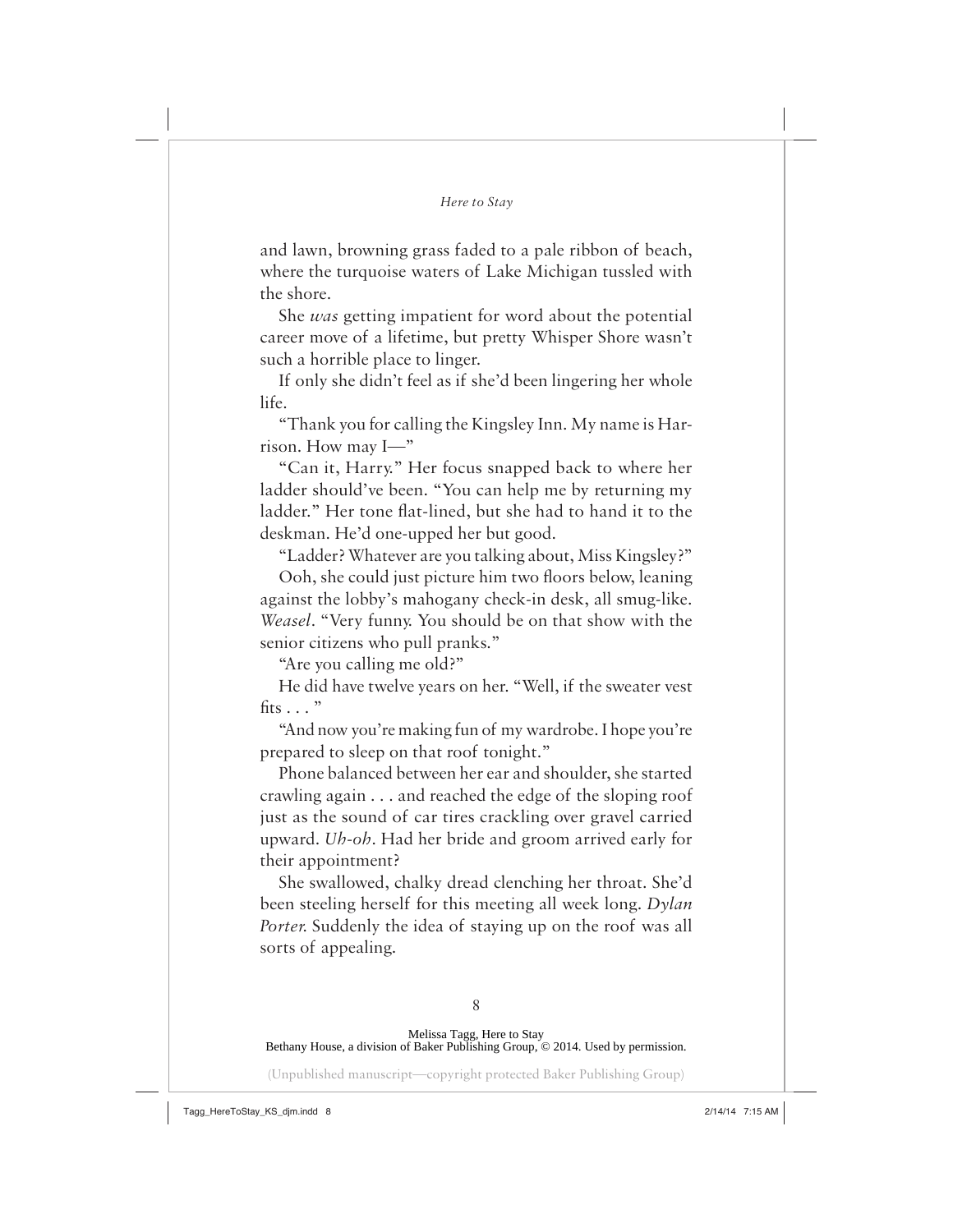and lawn, browning grass faded to a pale ribbon of beach, where the turquoise waters of Lake Michigan tussled with the shore.

She *was* getting impatient for word about the potential career move of a lifetime, but pretty Whisper Shore wasn't such a horrible place to linger.

If only she didn't feel as if she'd been lingering her whole life.

"Thank you for calling the Kingsley Inn. My name is Harrison. How may I—"

"Can it, Harry." Her focus snapped back to where her ladder should've been. "You can help me by returning my ladder." Her tone flat-lined, but she had to hand it to the deskman. He'd one-upped her but good.

"Ladder? Whatever are you talking about, Miss Kingsley?"

Ooh, she could just picture him two floors below, leaning against the lobby's mahogany check-in desk, all smug-like. *Weasel*. "Very funny. You should be on that show with the senior citizens who pull pranks."

"Are you calling me old?"

He did have twelve years on her. "Well, if the sweater vest fits . . . "

"And now you're making fun of my wardrobe. I hope you're prepared to sleep on that roof tonight."

Phone balanced between her ear and shoulder, she started crawling again . . . and reached the edge of the sloping roof just as the sound of car tires crackling over gravel carried upward. *Uh-oh*. Had her bride and groom arrived early for their appointment?

She swallowed, chalky dread clenching her throat. She'd been steeling herself for this meeting all week long. *Dylan Porter.* Suddenly the idea of staying up on the roof was all sorts of appealing.

Melissa Tagg, Here to Stay
Bethany House, a division of Baker Publishing Group, © 2014. Used by permission.

(Unpublished manuscript—copyright protected Baker Publishing Group)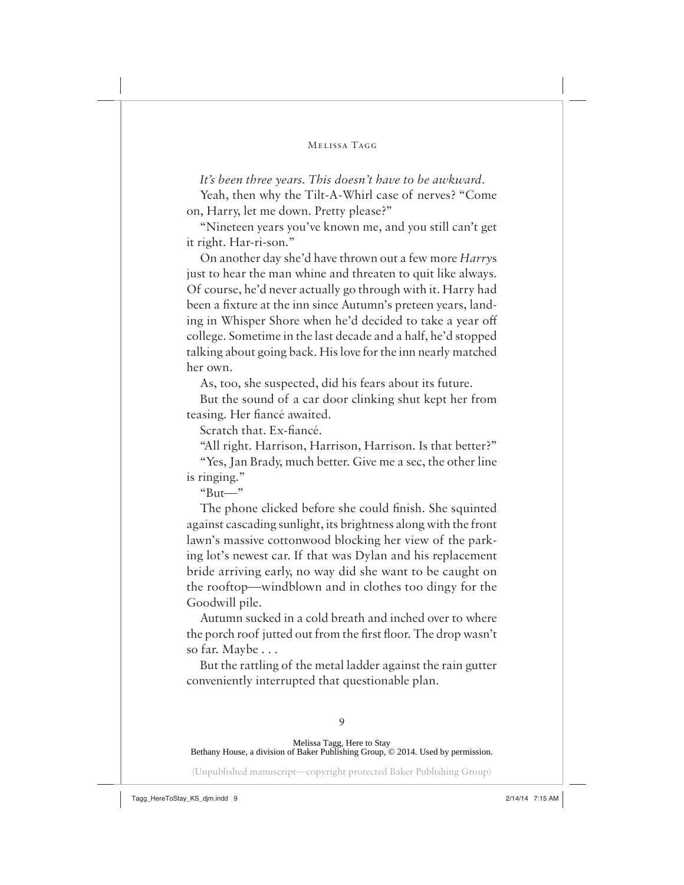*It's been three years. This doesn't have to be awkward.*

Yeah, then why the Tilt-A-Whirl case of nerves? "Come on, Harry, let me down. Pretty please?"

"Nineteen years you've known me, and you still can't get it right. Har-ri-son."

On another day she'd have thrown out a few more *Harry*s just to hear the man whine and threaten to quit like always. Of course, he'd never actually go through with it. Harry had been a fixture at the inn since Autumn's preteen years, landing in Whisper Shore when he'd decided to take a year off college. Sometime in the last decade and a half, he'd stopped talking about going back. His love for the inn nearly matched her own.

As, too, she suspected, did his fears about its future.

But the sound of a car door clinking shut kept her from teasing. Her fiancé awaited.

Scratch that. Ex-fiancé.

"All right. Harrison, Harrison, Harrison. Is that better?"

"Yes, Jan Brady, much better. Give me a sec, the other line is ringing."

"But—"

The phone clicked before she could finish. She squinted against cascading sunlight, its brightness along with the front lawn's massive cottonwood blocking her view of the parking lot's newest car. If that was Dylan and his replacement bride arriving early, no way did she want to be caught on the rooftop—windblown and in clothes too dingy for the Goodwill pile.

Autumn sucked in a cold breath and inched over to where the porch roof jutted out from the first floor. The drop wasn't so far. Maybe . . .

But the rattling of the metal ladder against the rain gutter conveniently interrupted that questionable plan.

Melissa Tagg, Here to Stay
Bethany House, a division of Baker Publishing Group, © 2014. Used by permission.

(Unpublished manuscript—copyright protected Baker Publishing Group)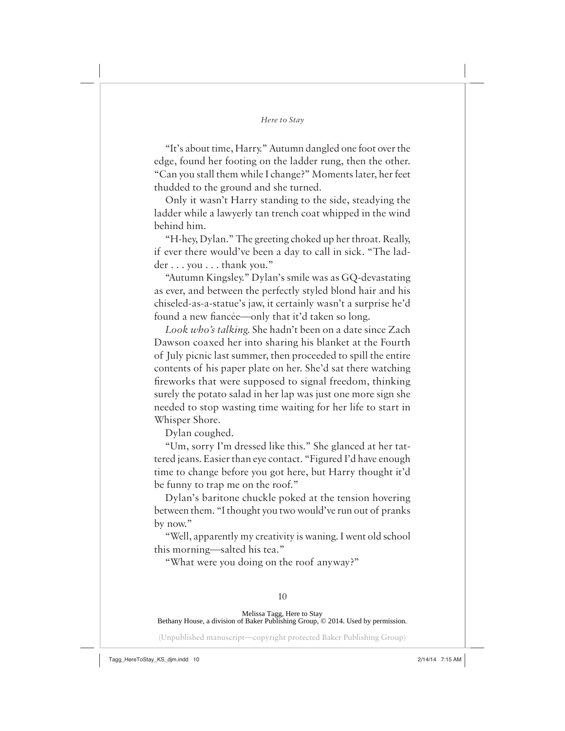"It's about time, Harry." Autumn dangled one foot over the edge, found her footing on the ladder rung, then the other. "Can you stall them while I change?" Moments later, her feet thudded to the ground and she turned.

Only it wasn't Harry standing to the side, steadying the ladder while a lawyerly tan trench coat whipped in the wind behind him.

"H-hey, Dylan." The greeting choked up her throat. Really, if ever there would've been a day to call in sick. "The ladder . . . you . . . thank you."

"Autumn Kingsley." Dylan's smile was as GQ-devastating as ever, and between the perfectly styled blond hair and his chiseled-as-a-statue's jaw, it certainly wasn't a surprise he'd found a new fiancée—only that it'd taken so long.

*Look who's talking.* She hadn't been on a date since Zach Dawson coaxed her into sharing his blanket at the Fourth of July picnic last summer, then proceeded to spill the entire contents of his paper plate on her. She'd sat there watching fireworks that were supposed to signal freedom, thinking surely the potato salad in her lap was just one more sign she needed to stop wasting time waiting for her life to start in Whisper Shore.

Dylan coughed.

"Um, sorry I'm dressed like this." She glanced at her tattered jeans. Easier than eye contact. "Figured I'd have enough time to change before you got here, but Harry thought it'd be funny to trap me on the roof."

Dylan's baritone chuckle poked at the tension hovering between them. "I thought you two would've run out of pranks by now."

"Well, apparently my creativity is waning. I went old school this morning—salted his tea."

"What were you doing on the roof anyway?"

Melissa Tagg, Here to Stay
Bethany House, a division of Baker Publishing Group, © 2014. Used by permission.

(Unpublished manuscript—copyright protected Baker Publishing Group)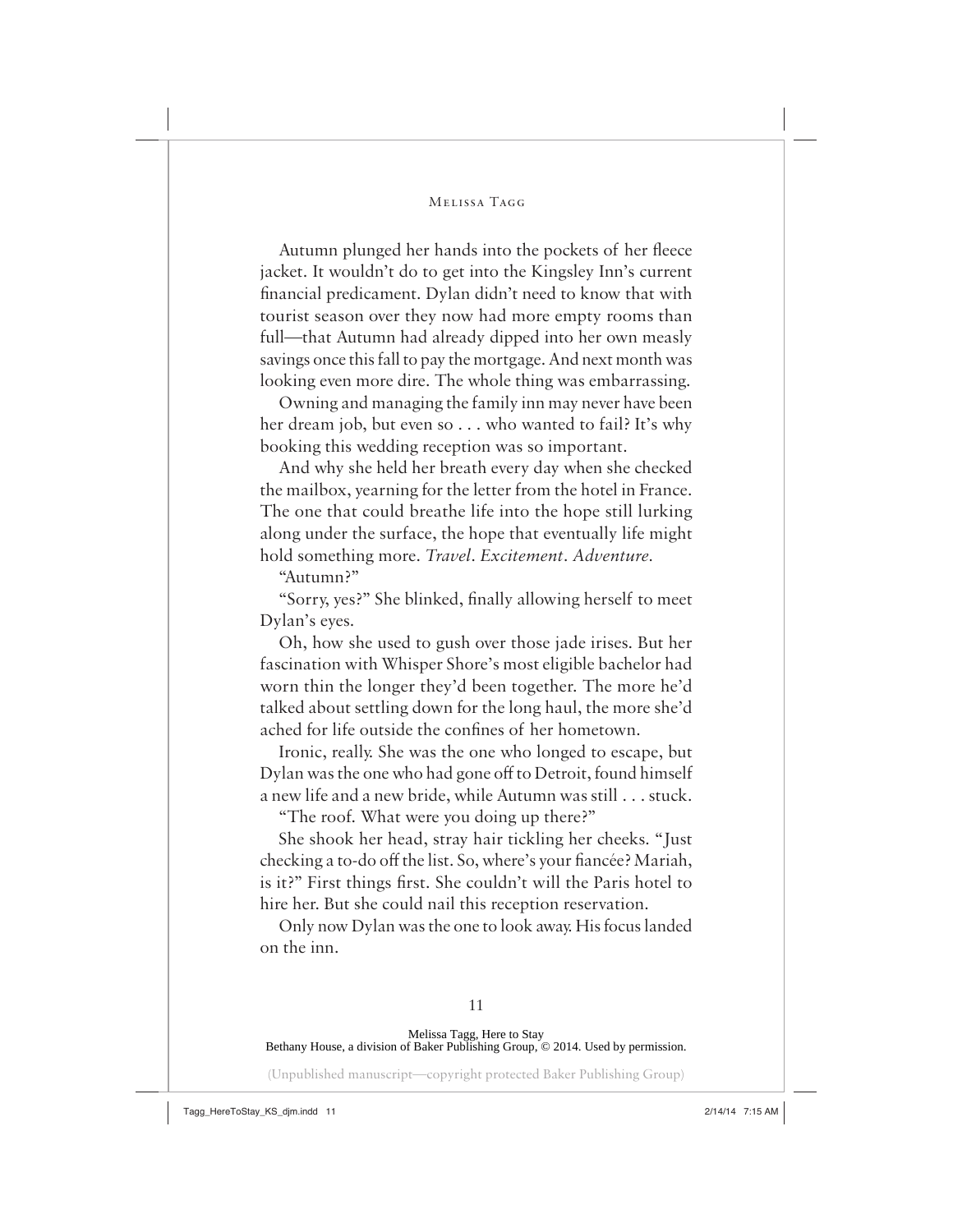Autumn plunged her hands into the pockets of her fleece jacket. It wouldn't do to get into the Kingsley Inn's current financial predicament. Dylan didn't need to know that with tourist season over they now had more empty rooms than full—that Autumn had already dipped into her own measly savings once this fall to pay the mortgage. And next month was looking even more dire. The whole thing was embarrassing.

Owning and managing the family inn may never have been her dream job, but even so . . . who wanted to fail? It's why booking this wedding reception was so important.

And why she held her breath every day when she checked the mailbox, yearning for the letter from the hotel in France. The one that could breathe life into the hope still lurking along under the surface, the hope that eventually life might hold something more. *Travel. Excitement. Adventure.*

"Autumn?"

"Sorry, yes?" She blinked, finally allowing herself to meet Dylan's eyes.

Oh, how she used to gush over those jade irises. But her fascination with Whisper Shore's most eligible bachelor had worn thin the longer they'd been together. The more he'd talked about settling down for the long haul, the more she'd ached for life outside the confines of her hometown.

Ironic, really. She was the one who longed to escape, but Dylan was the one who had gone off to Detroit, found himself a new life and a new bride, while Autumn was still . . . stuck.

"The roof. What were you doing up there?"

She shook her head, stray hair tickling her cheeks. "Just checking a to-do off the list. So, where's your fiancée? Mariah, is it?" First things first. She couldn't will the Paris hotel to hire her. But she could nail this reception reservation.

Only now Dylan was the one to look away. His focus landed on the inn.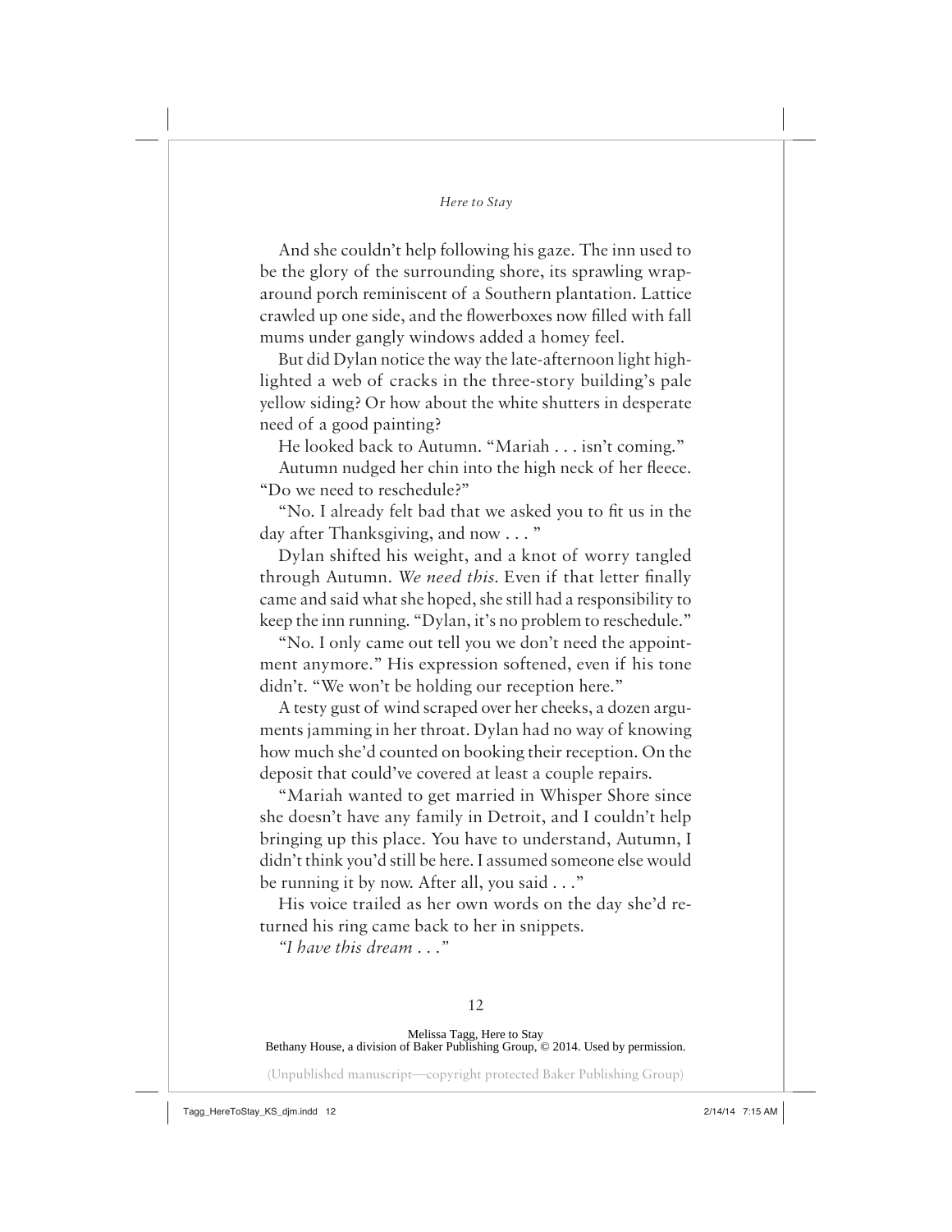And she couldn't help following his gaze. The inn used to be the glory of the surrounding shore, its sprawling wraparound porch reminiscent of a Southern plantation. Lattice crawled up one side, and the flowerboxes now filled with fall mums under gangly windows added a homey feel.

But did Dylan notice the way the late-afternoon light highlighted a web of cracks in the three-story building's pale yellow siding? Or how about the white shutters in desperate need of a good painting?

He looked back to Autumn. "Mariah . . . isn't coming."

Autumn nudged her chin into the high neck of her fleece. "Do we need to reschedule?"

"No. I already felt bad that we asked you to fit us in the day after Thanksgiving, and now . . . "

Dylan shifted his weight, and a knot of worry tangled through Autumn. *We need this.* Even if that letter finally came and said what she hoped, she still had a responsibility to keep the inn running. "Dylan, it's no problem to reschedule."

"No. I only came out tell you we don't need the appointment anymore." His expression softened, even if his tone didn't. "We won't be holding our reception here."

A testy gust of wind scraped over her cheeks, a dozen arguments jamming in her throat. Dylan had no way of knowing how much she'd counted on booking their reception. On the deposit that could've covered at least a couple repairs.

"Mariah wanted to get married in Whisper Shore since she doesn't have any family in Detroit, and I couldn't help bringing up this place. You have to understand, Autumn, I didn't think you'd still be here. I assumed someone else would be running it by now. After all, you said . . ."

His voice trailed as her own words on the day she'd returned his ring came back to her in snippets.

*"I have this dream . . ."*

Melissa Tagg, Here to Stay
Bethany House, a division of Baker Publishing Group, © 2014. Used by permission.

(Unpublished manuscript—copyright protected Baker Publishing Group)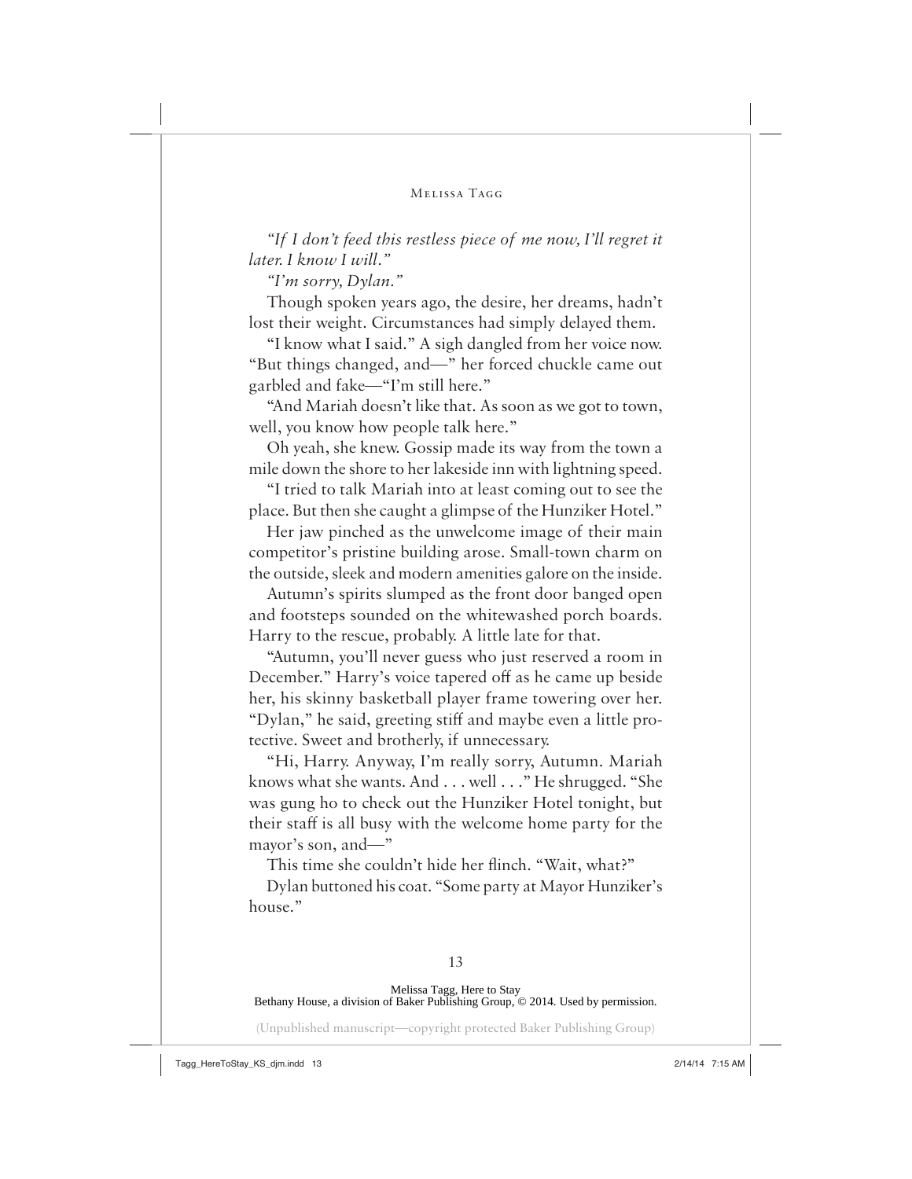*"If I don't feed this restless piece of me now, I'll regret it later. I know I will."*

*"I'm sorry, Dylan."*

Though spoken years ago, the desire, her dreams, hadn't lost their weight. Circumstances had simply delayed them.

"I know what I said." A sigh dangled from her voice now. "But things changed, and—" her forced chuckle came out garbled and fake—"I'm still here."

"And Mariah doesn't like that. As soon as we got to town, well, you know how people talk here."

Oh yeah, she knew. Gossip made its way from the town a mile down the shore to her lakeside inn with lightning speed.

"I tried to talk Mariah into at least coming out to see the place. But then she caught a glimpse of the Hunziker Hotel."

Her jaw pinched as the unwelcome image of their main competitor's pristine building arose. Small-town charm on the outside, sleek and modern amenities galore on the inside.

Autumn's spirits slumped as the front door banged open and footsteps sounded on the whitewashed porch boards. Harry to the rescue, probably. A little late for that.

"Autumn, you'll never guess who just reserved a room in December." Harry's voice tapered off as he came up beside her, his skinny basketball player frame towering over her. "Dylan," he said, greeting stiff and maybe even a little protective. Sweet and brotherly, if unnecessary.

"Hi, Harry. Anyway, I'm really sorry, Autumn. Mariah knows what she wants. And . . . well . . ." He shrugged. "She was gung ho to check out the Hunziker Hotel tonight, but their staff is all busy with the welcome home party for the mayor's son, and—"

This time she couldn't hide her flinch. "Wait, what?"

Dylan buttoned his coat. "Some party at Mayor Hunziker's house."

Melissa Tagg, Here to Stay
Bethany House, a division of Baker Publishing Group, © 2014. Used by permission.

(Unpublished manuscript—copyright protected Baker Publishing Group)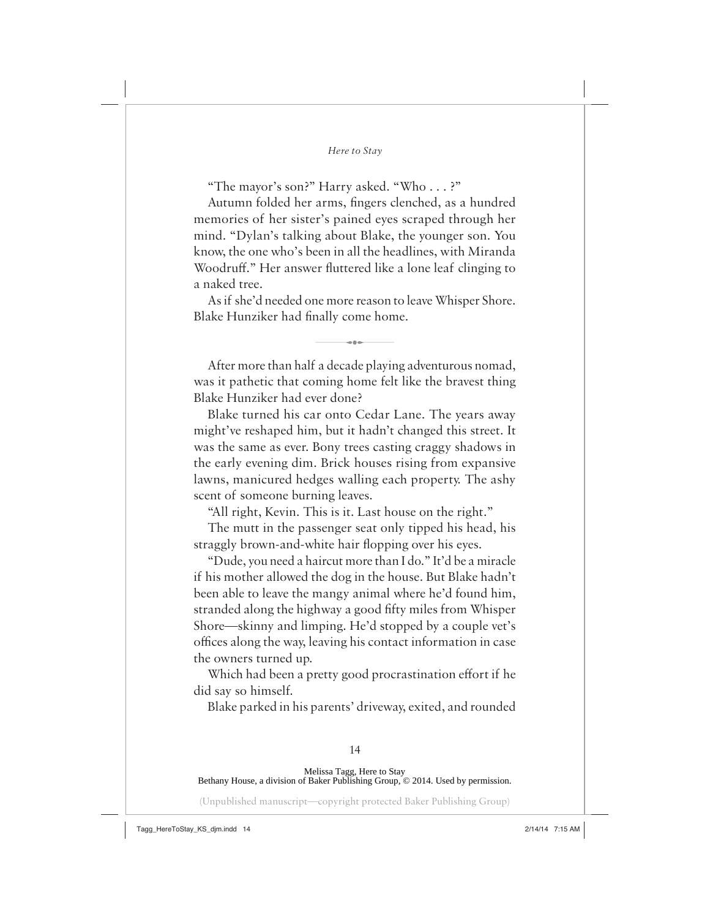"The mayor's son?" Harry asked. "Who . . . ?"

Autumn folded her arms, fingers clenched, as a hundred memories of her sister's pained eyes scraped through her mind. "Dylan's talking about Blake, the younger son. You know, the one who's been in all the headlines, with Miranda Woodruff." Her answer fluttered like a lone leaf clinging to a naked tree.

As if she'd needed one more reason to leave Whisper Shore. Blake Hunziker had finally come home.

---

After more than half a decade playing adventurous nomad, was it pathetic that coming home felt like the bravest thing Blake Hunziker had ever done?

Blake turned his car onto Cedar Lane. The years away might've reshaped him, but it hadn't changed this street. It was the same as ever. Bony trees casting craggy shadows in the early evening dim. Brick houses rising from expansive lawns, manicured hedges walling each property. The ashy scent of someone burning leaves.

"All right, Kevin. This is it. Last house on the right."

The mutt in the passenger seat only tipped his head, his straggly brown-and-white hair flopping over his eyes.

"Dude, you need a haircut more than I do." It'd be a miracle if his mother allowed the dog in the house. But Blake hadn't been able to leave the mangy animal where he'd found him, stranded along the highway a good fifty miles from Whisper Shore—skinny and limping. He'd stopped by a couple vet's offices along the way, leaving his contact information in case the owners turned up.

Which had been a pretty good procrastination effort if he did say so himself.

Blake parked in his parents' driveway, exited, and rounded

Melissa Tagg, Here to Stay
Bethany House, a division of Baker Publishing Group, © 2014. Used by permission.

(Unpublished manuscript—copyright protected Baker Publishing Group)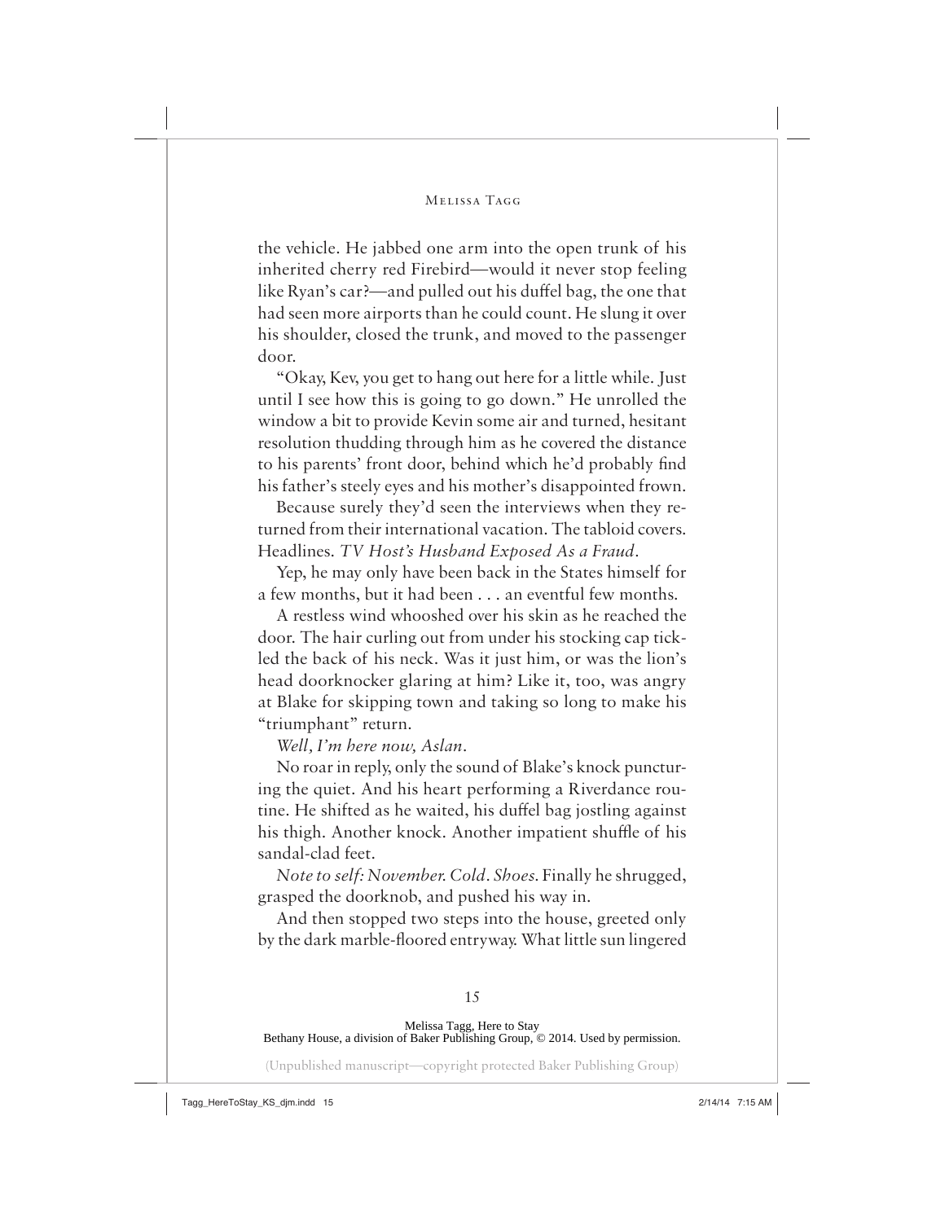the vehicle. He jabbed one arm into the open trunk of his inherited cherry red Firebird—would it never stop feeling like Ryan's car?—and pulled out his duffel bag, the one that had seen more airports than he could count. He slung it over his shoulder, closed the trunk, and moved to the passenger door.

"Okay, Kev, you get to hang out here for a little while. Just until I see how this is going to go down." He unrolled the window a bit to provide Kevin some air and turned, hesitant resolution thudding through him as he covered the distance to his parents' front door, behind which he'd probably find his father's steely eyes and his mother's disappointed frown.

Because surely they'd seen the interviews when they returned from their international vacation. The tabloid covers. Headlines. *TV Host's Husband Exposed As a Fraud*.

Yep, he may only have been back in the States himself for a few months, but it had been . . . an eventful few months.

A restless wind whooshed over his skin as he reached the door. The hair curling out from under his stocking cap tickled the back of his neck. Was it just him, or was the lion's head doorknocker glaring at him? Like it, too, was angry at Blake for skipping town and taking so long to make his "triumphant" return.

*Well, I'm here now, Aslan.*

No roar in reply, only the sound of Blake's knock puncturing the quiet. And his heart performing a Riverdance routine. He shifted as he waited, his duffel bag jostling against his thigh. Another knock. Another impatient shuffle of his sandal-clad feet.

*Note to self: November. Cold. Shoes.* Finally he shrugged, grasped the doorknob, and pushed his way in.

And then stopped two steps into the house, greeted only by the dark marble-floored entryway. What little sun lingered

Melissa Tagg, Here to Stay
Bethany House, a division of Baker Publishing Group, © 2014. Used by permission.

(Unpublished manuscript—copyright protected Baker Publishing Group)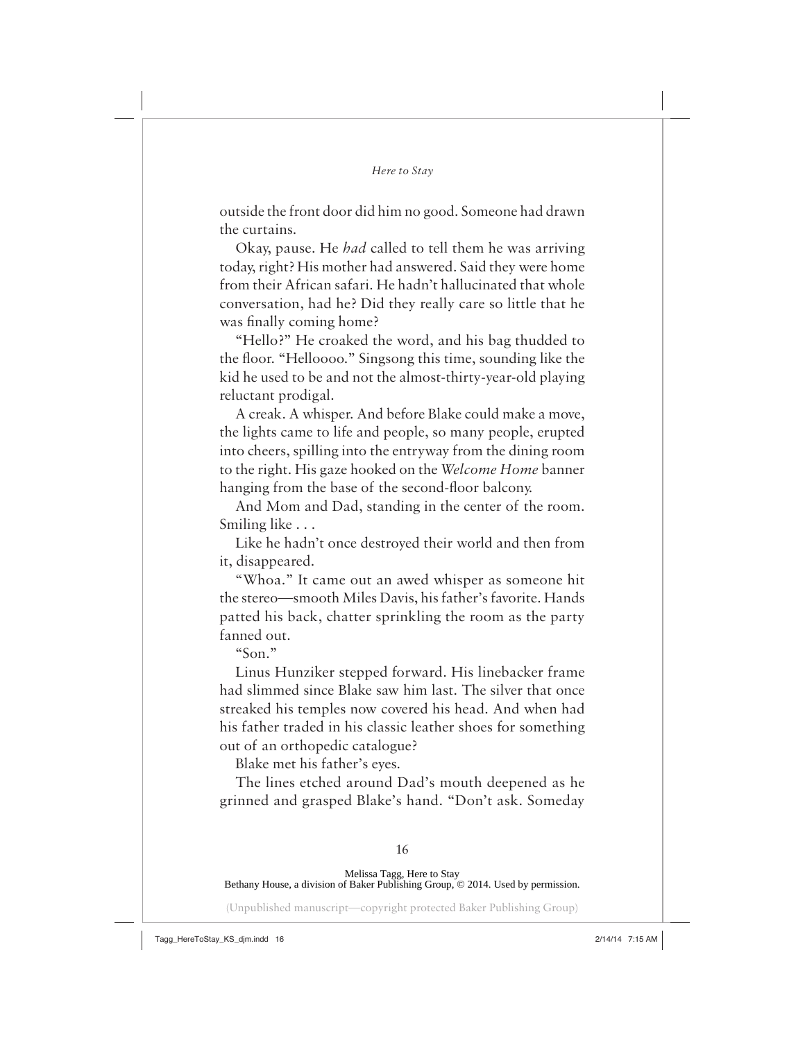outside the front door did him no good. Someone had drawn the curtains.

Okay, pause. He *had* called to tell them he was arriving today, right? His mother had answered. Said they were home from their African safari. He hadn't hallucinated that whole conversation, had he? Did they really care so little that he was finally coming home?

"Hello?" He croaked the word, and his bag thudded to the floor. "Helloooo." Singsong this time, sounding like the kid he used to be and not the almost-thirty-year-old playing reluctant prodigal.

A creak. A whisper. And before Blake could make a move, the lights came to life and people, so many people, erupted into cheers, spilling into the entryway from the dining room to the right. His gaze hooked on the *Welcome Home* banner hanging from the base of the second-floor balcony.

And Mom and Dad, standing in the center of the room. Smiling like . . .

Like he hadn't once destroyed their world and then from it, disappeared.

"Whoa." It came out an awed whisper as someone hit the stereo—smooth Miles Davis, his father's favorite. Hands patted his back, chatter sprinkling the room as the party fanned out.

"Son."

Linus Hunziker stepped forward. His linebacker frame had slimmed since Blake saw him last. The silver that once streaked his temples now covered his head. And when had his father traded in his classic leather shoes for something out of an orthopedic catalogue?

Blake met his father's eyes.

The lines etched around Dad's mouth deepened as he grinned and grasped Blake's hand. "Don't ask. Someday

Melissa Tagg, Here to Stay
Bethany House, a division of Baker Publishing Group, © 2014. Used by permission.

(Unpublished manuscript—copyright protected Baker Publishing Group)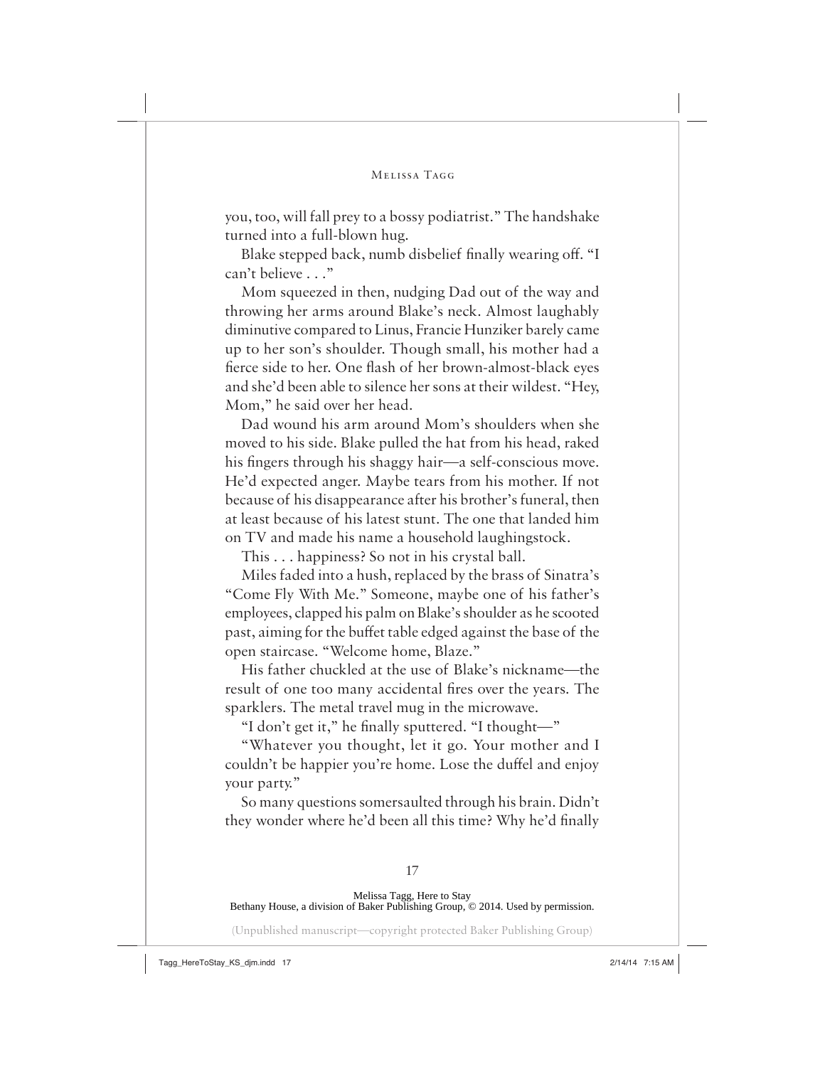you, too, will fall prey to a bossy podiatrist." The handshake turned into a full-blown hug.

Blake stepped back, numb disbelief finally wearing off. "I can't believe . . ."

Mom squeezed in then, nudging Dad out of the way and throwing her arms around Blake's neck. Almost laughably diminutive compared to Linus, Francie Hunziker barely came up to her son's shoulder. Though small, his mother had a fierce side to her. One flash of her brown-almost-black eyes and she'd been able to silence her sons at their wildest. "Hey, Mom," he said over her head.

Dad wound his arm around Mom's shoulders when she moved to his side. Blake pulled the hat from his head, raked his fingers through his shaggy hair—a self-conscious move. He'd expected anger. Maybe tears from his mother. If not because of his disappearance after his brother's funeral, then at least because of his latest stunt. The one that landed him on TV and made his name a household laughingstock.

This . . . happiness? So not in his crystal ball.

Miles faded into a hush, replaced by the brass of Sinatra's "Come Fly With Me." Someone, maybe one of his father's employees, clapped his palm on Blake's shoulder as he scooted past, aiming for the buffet table edged against the base of the open staircase. "Welcome home, Blaze."

His father chuckled at the use of Blake's nickname—the result of one too many accidental fires over the years. The sparklers. The metal travel mug in the microwave.

"I don't get it," he finally sputtered. "I thought—"

"Whatever you thought, let it go. Your mother and I couldn't be happier you're home. Lose the duffel and enjoy your party."

So many questions somersaulted through his brain. Didn't they wonder where he'd been all this time? Why he'd finally

Melissa Tagg, Here to Stay
Bethany House, a division of Baker Publishing Group, © 2014. Used by permission.

(Unpublished manuscript—copyright protected Baker Publishing Group)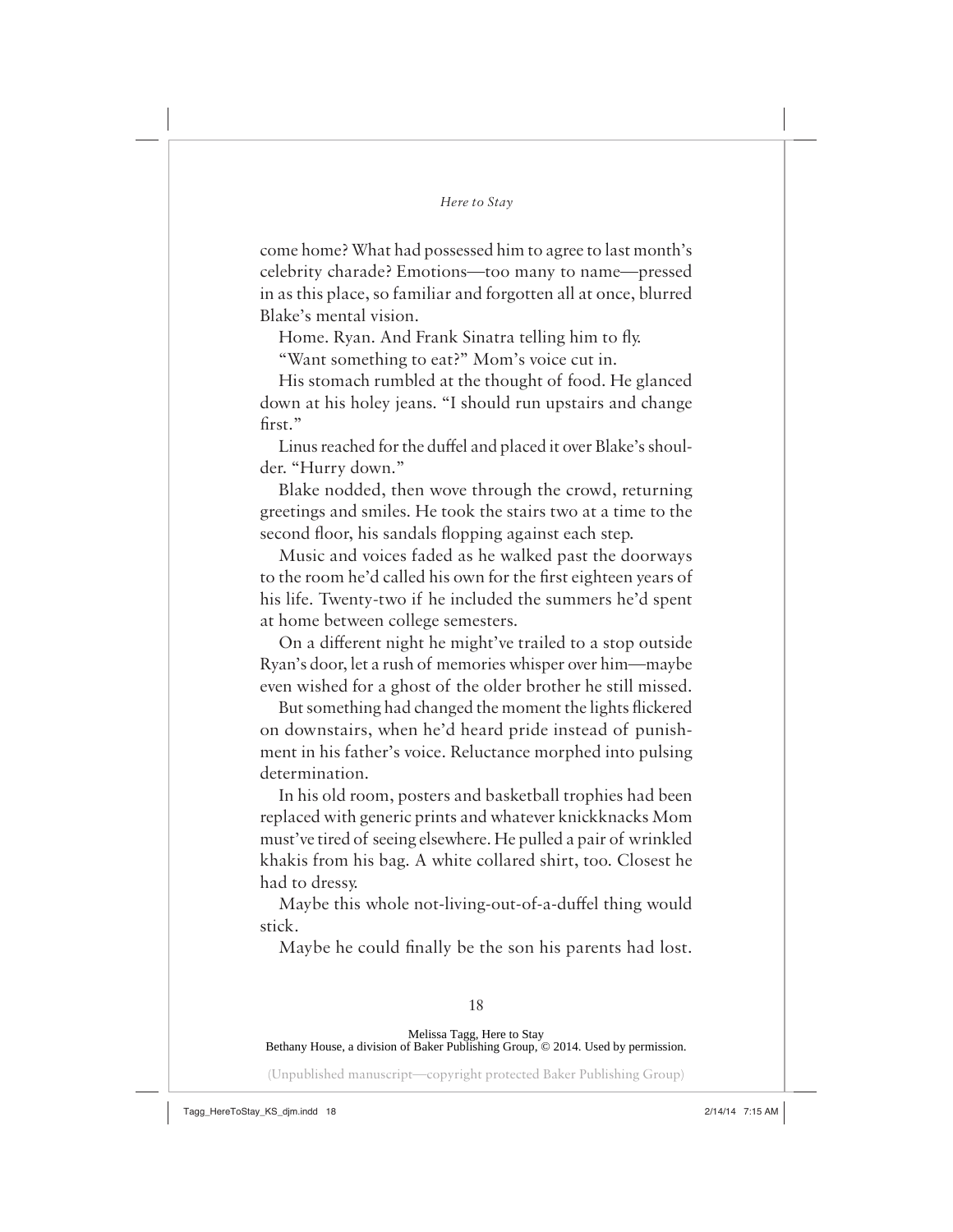come home? What had possessed him to agree to last month's celebrity charade? Emotions—too many to name—pressed in as this place, so familiar and forgotten all at once, blurred Blake's mental vision.

Home. Ryan. And Frank Sinatra telling him to fly.

"Want something to eat?" Mom's voice cut in.

His stomach rumbled at the thought of food. He glanced down at his holey jeans. "I should run upstairs and change first."

Linus reached for the duffel and placed it over Blake's shoulder. "Hurry down."

Blake nodded, then wove through the crowd, returning greetings and smiles. He took the stairs two at a time to the second floor, his sandals flopping against each step.

Music and voices faded as he walked past the doorways to the room he'd called his own for the first eighteen years of his life. Twenty-two if he included the summers he'd spent at home between college semesters.

On a different night he might've trailed to a stop outside Ryan's door, let a rush of memories whisper over him—maybe even wished for a ghost of the older brother he still missed.

But something had changed the moment the lights flickered on downstairs, when he'd heard pride instead of punishment in his father's voice. Reluctance morphed into pulsing determination.

In his old room, posters and basketball trophies had been replaced with generic prints and whatever knickknacks Mom must've tired of seeing elsewhere. He pulled a pair of wrinkled khakis from his bag. A white collared shirt, too. Closest he had to dressy.

Maybe this whole not-living-out-of-a-duffel thing would stick.

Maybe he could finally be the son his parents had lost.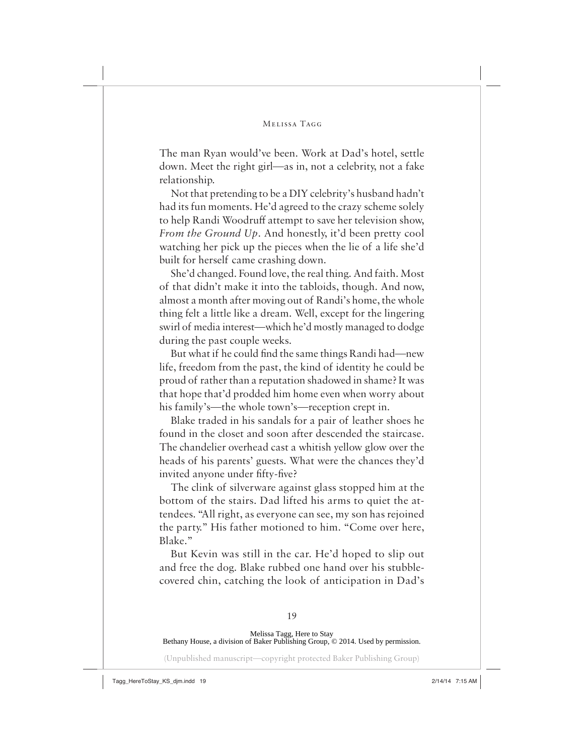The man Ryan would've been. Work at Dad's hotel, settle down. Meet the right girl—as in, not a celebrity, not a fake relationship.

Not that pretending to be a DIY celebrity's husband hadn't had its fun moments. He'd agreed to the crazy scheme solely to help Randi Woodruff attempt to save her television show, *From the Ground Up*. And honestly, it'd been pretty cool watching her pick up the pieces when the lie of a life she'd built for herself came crashing down.

She'd changed. Found love, the real thing. And faith. Most of that didn't make it into the tabloids, though. And now, almost a month after moving out of Randi's home, the whole thing felt a little like a dream. Well, except for the lingering swirl of media interest—which he'd mostly managed to dodge during the past couple weeks.

But what if he could find the same things Randi had—new life, freedom from the past, the kind of identity he could be proud of rather than a reputation shadowed in shame? It was that hope that'd prodded him home even when worry about his family's—the whole town's—reception crept in.

Blake traded in his sandals for a pair of leather shoes he found in the closet and soon after descended the staircase. The chandelier overhead cast a whitish yellow glow over the heads of his parents' guests. What were the chances they'd invited anyone under fifty-five?

The clink of silverware against glass stopped him at the bottom of the stairs. Dad lifted his arms to quiet the attendees. "All right, as everyone can see, my son has rejoined the party." His father motioned to him. "Come over here, Blake."

But Kevin was still in the car. He'd hoped to slip out and free the dog. Blake rubbed one hand over his stubble-covered chin, catching the look of anticipation in Dad's

Melissa Tagg, Here to Stay
Bethany House, a division of Baker Publishing Group, © 2014. Used by permission.

(Unpublished manuscript—copyright protected Baker Publishing Group)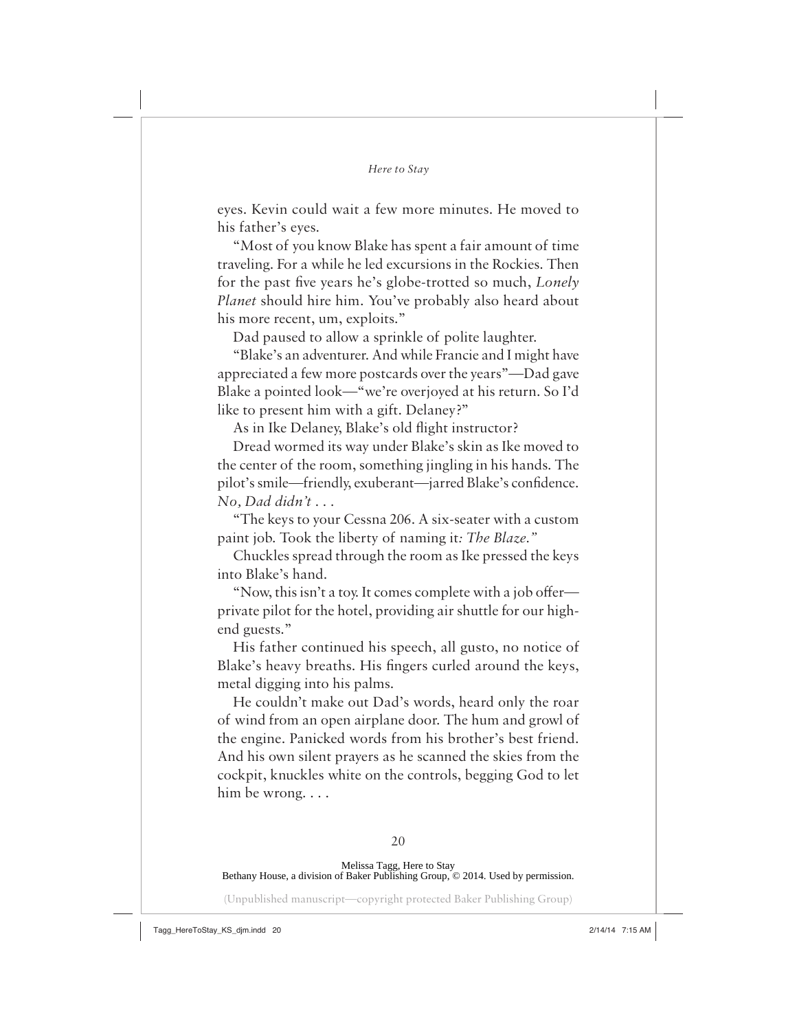eyes. Kevin could wait a few more minutes. He moved to his father's eyes.

"Most of you know Blake has spent a fair amount of time traveling. For a while he led excursions in the Rockies. Then for the past five years he's globe-trotted so much, *Lonely Planet* should hire him. You've probably also heard about his more recent, um, exploits."

Dad paused to allow a sprinkle of polite laughter.

"Blake's an adventurer. And while Francie and I might have appreciated a few more postcards over the years"—Dad gave Blake a pointed look—"we're overjoyed at his return. So I'd like to present him with a gift. Delaney?"

As in Ike Delaney, Blake's old flight instructor?

Dread wormed its way under Blake's skin as Ike moved to the center of the room, something jingling in his hands. The pilot's smile—friendly, exuberant—jarred Blake's confidence. *No, Dad didn't . . .*

"The keys to your Cessna 206. A six-seater with a custom paint job. Took the liberty of naming it*: The Blaze.*"

Chuckles spread through the room as Ike pressed the keys into Blake's hand.

"Now, this isn't a toy. It comes complete with a job offer—private pilot for the hotel, providing air shuttle for our high-end guests."

His father continued his speech, all gusto, no notice of Blake's heavy breaths. His fingers curled around the keys, metal digging into his palms.

He couldn't make out Dad's words, heard only the roar of wind from an open airplane door. The hum and growl of the engine. Panicked words from his brother's best friend. And his own silent prayers as he scanned the skies from the cockpit, knuckles white on the controls, begging God to let him be wrong. . . .

Melissa Tagg, Here to Stay
Bethany House, a division of Baker Publishing Group, © 2014. Used by permission.

(Unpublished manuscript—copyright protected Baker Publishing Group)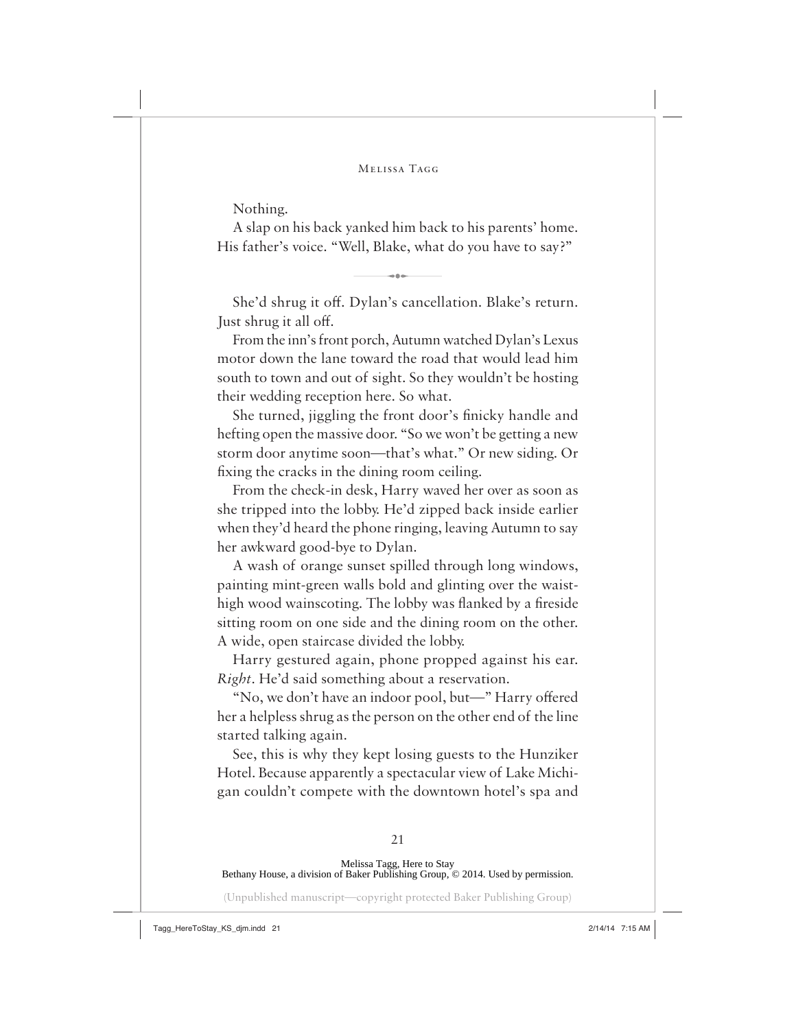Nothing.

A slap on his back yanked him back to his parents' home. His father's voice. "Well, Blake, what do you have to say?"

---

She'd shrug it off. Dylan's cancellation. Blake's return. Just shrug it all off.

From the inn's front porch, Autumn watched Dylan's Lexus motor down the lane toward the road that would lead him south to town and out of sight. So they wouldn't be hosting their wedding reception here. So what.

She turned, jiggling the front door's finicky handle and hefting open the massive door. "So we won't be getting a new storm door anytime soon—that's what." Or new siding. Or fixing the cracks in the dining room ceiling.

From the check-in desk, Harry waved her over as soon as she tripped into the lobby. He'd zipped back inside earlier when they'd heard the phone ringing, leaving Autumn to say her awkward good-bye to Dylan.

A wash of orange sunset spilled through long windows, painting mint-green walls bold and glinting over the waist-high wood wainscoting. The lobby was flanked by a fireside sitting room on one side and the dining room on the other. A wide, open staircase divided the lobby.

Harry gestured again, phone propped against his ear. *Right*. He'd said something about a reservation.

"No, we don't have an indoor pool, but—" Harry offered her a helpless shrug as the person on the other end of the line started talking again.

See, this is why they kept losing guests to the Hunziker Hotel. Because apparently a spectacular view of Lake Michigan couldn't compete with the downtown hotel's spa and

Melissa Tagg, Here to Stay
Bethany House, a division of Baker Publishing Group, © 2014. Used by permission.

(Unpublished manuscript—copyright protected Baker Publishing Group)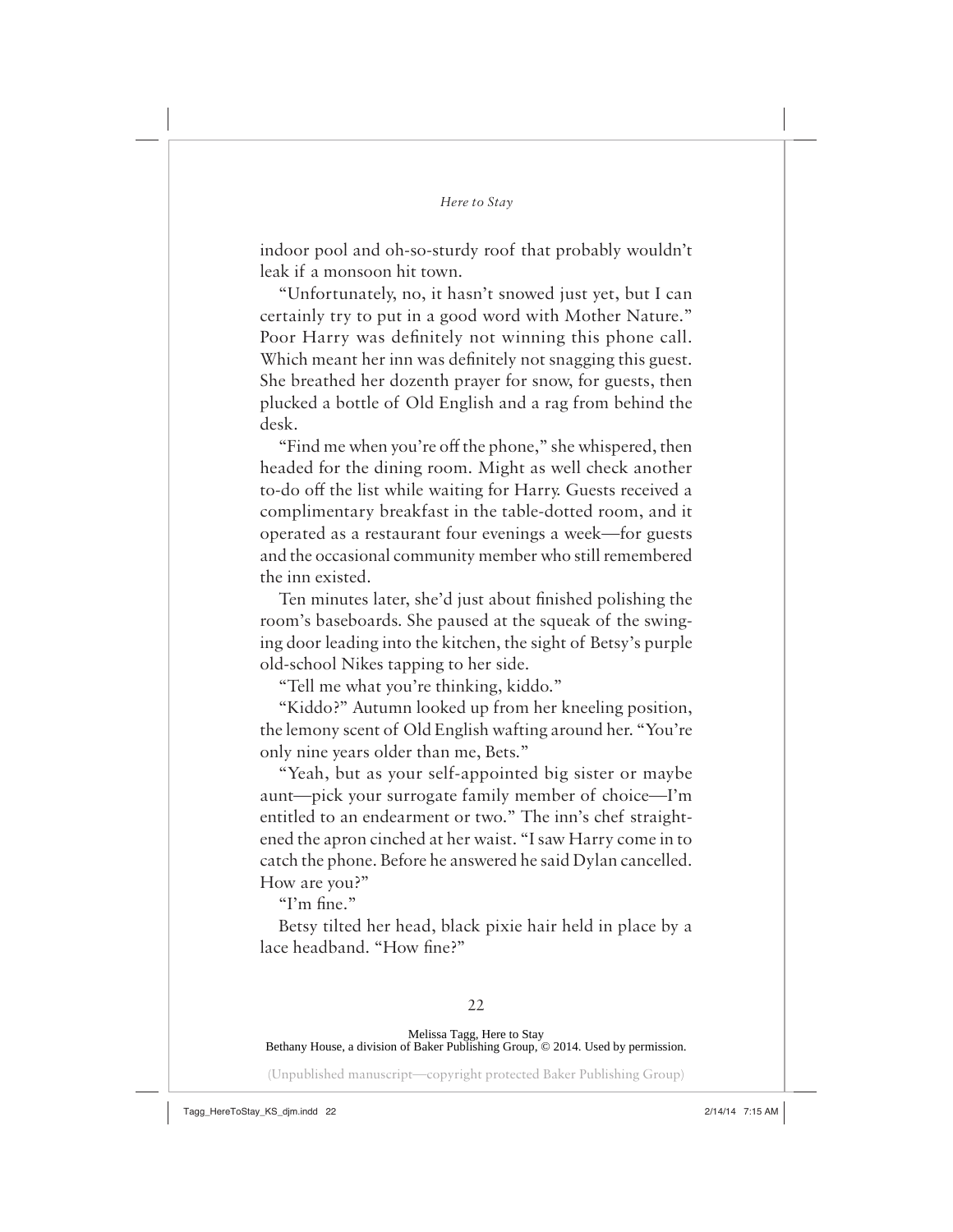indoor pool and oh-so-sturdy roof that probably wouldn't leak if a monsoon hit town.

"Unfortunately, no, it hasn't snowed just yet, but I can certainly try to put in a good word with Mother Nature." Poor Harry was definitely not winning this phone call. Which meant her inn was definitely not snagging this guest. She breathed her dozenth prayer for snow, for guests, then plucked a bottle of Old English and a rag from behind the desk.

"Find me when you're off the phone," she whispered, then headed for the dining room. Might as well check another to-do off the list while waiting for Harry. Guests received a complimentary breakfast in the table-dotted room, and it operated as a restaurant four evenings a week—for guests and the occasional community member who still remembered the inn existed.

Ten minutes later, she'd just about finished polishing the room's baseboards. She paused at the squeak of the swinging door leading into the kitchen, the sight of Betsy's purple old-school Nikes tapping to her side.

"Tell me what you're thinking, kiddo."

"Kiddo?" Autumn looked up from her kneeling position, the lemony scent of Old English wafting around her. "You're only nine years older than me, Bets."

"Yeah, but as your self-appointed big sister or maybe aunt—pick your surrogate family member of choice—I'm entitled to an endearment or two." The inn's chef straightened the apron cinched at her waist. "I saw Harry come in to catch the phone. Before he answered he said Dylan cancelled. How are you?"

"I'm fine."

Betsy tilted her head, black pixie hair held in place by a lace headband. "How fine?"

Melissa Tagg, Here to Stay
Bethany House, a division of Baker Publishing Group, © 2014. Used by permission.

(Unpublished manuscript—copyright protected Baker Publishing Group)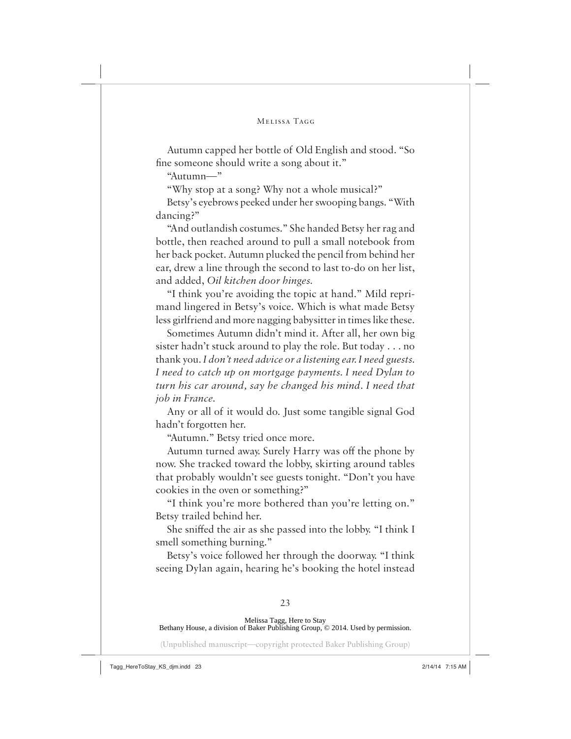Autumn capped her bottle of Old English and stood. "So fine someone should write a song about it."

"Autumn—"

"Why stop at a song? Why not a whole musical?"

Betsy's eyebrows peeked under her swooping bangs. "With dancing?"

"And outlandish costumes." She handed Betsy her rag and bottle, then reached around to pull a small notebook from her back pocket. Autumn plucked the pencil from behind her ear, drew a line through the second to last to-do on her list, and added, *Oil kitchen door hinges.*

"I think you're avoiding the topic at hand." Mild reprimand lingered in Betsy's voice. Which is what made Betsy less girlfriend and more nagging babysitter in times like these.

Sometimes Autumn didn't mind it. After all, her own big sister hadn't stuck around to play the role. But today . . . no thank you. *I don't need advice or a listening ear. I need guests. I need to catch up on mortgage payments. I need Dylan to turn his car around, say he changed his mind. I need that job in France.*

Any or all of it would do. Just some tangible signal God hadn't forgotten her.

"Autumn." Betsy tried once more.

Autumn turned away. Surely Harry was off the phone by now. She tracked toward the lobby, skirting around tables that probably wouldn't see guests tonight. "Don't you have cookies in the oven or something?"

"I think you're more bothered than you're letting on." Betsy trailed behind her.

She sniffed the air as she passed into the lobby. "I think I smell something burning."

Betsy's voice followed her through the doorway. "I think seeing Dylan again, hearing he's booking the hotel instead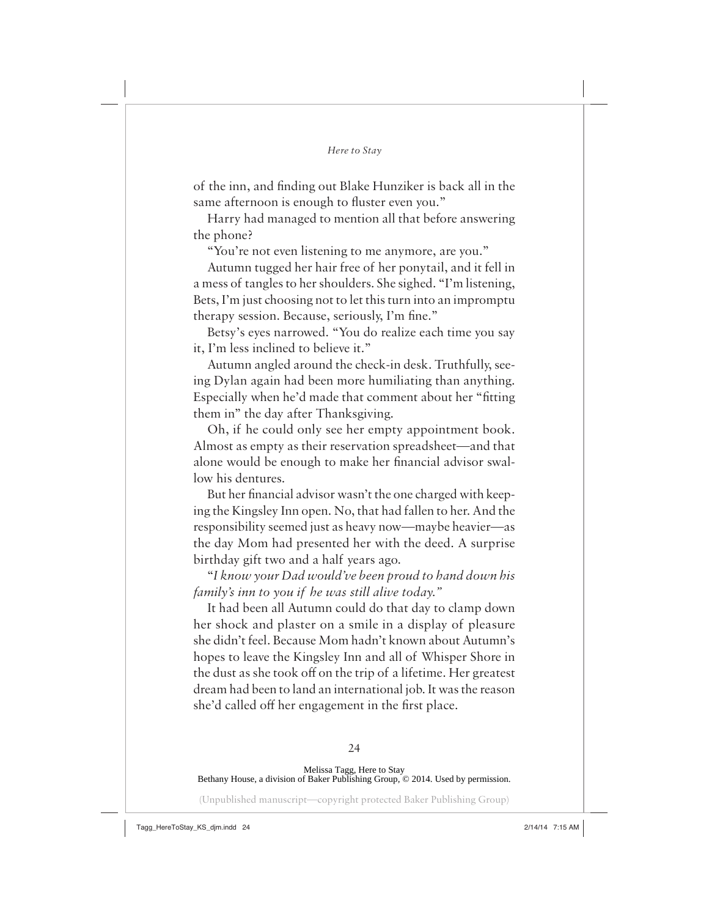of the inn, and finding out Blake Hunziker is back all in the same afternoon is enough to fluster even you."

Harry had managed to mention all that before answering the phone?

"You're not even listening to me anymore, are you."

Autumn tugged her hair free of her ponytail, and it fell in a mess of tangles to her shoulders. She sighed. "I'm listening, Bets, I'm just choosing not to let this turn into an impromptu therapy session. Because, seriously, I'm fine."

Betsy's eyes narrowed. "You do realize each time you say it, I'm less inclined to believe it."

Autumn angled around the check-in desk. Truthfully, seeing Dylan again had been more humiliating than anything. Especially when he'd made that comment about her "fitting them in" the day after Thanksgiving.

Oh, if he could only see her empty appointment book. Almost as empty as their reservation spreadsheet—and that alone would be enough to make her financial advisor swallow his dentures.

But her financial advisor wasn't the one charged with keeping the Kingsley Inn open. No, that had fallen to her. And the responsibility seemed just as heavy now—maybe heavier—as the day Mom had presented her with the deed. A surprise birthday gift two and a half years ago.

"*I know your Dad would've been proud to hand down his family's inn to you if he was still alive today.*"

It had been all Autumn could do that day to clamp down her shock and plaster on a smile in a display of pleasure she didn't feel. Because Mom hadn't known about Autumn's hopes to leave the Kingsley Inn and all of Whisper Shore in the dust as she took off on the trip of a lifetime. Her greatest dream had been to land an international job. It was the reason she'd called off her engagement in the first place.

Melissa Tagg, Here to Stay
Bethany House, a division of Baker Publishing Group, © 2014. Used by permission.

(Unpublished manuscript—copyright protected Baker Publishing Group)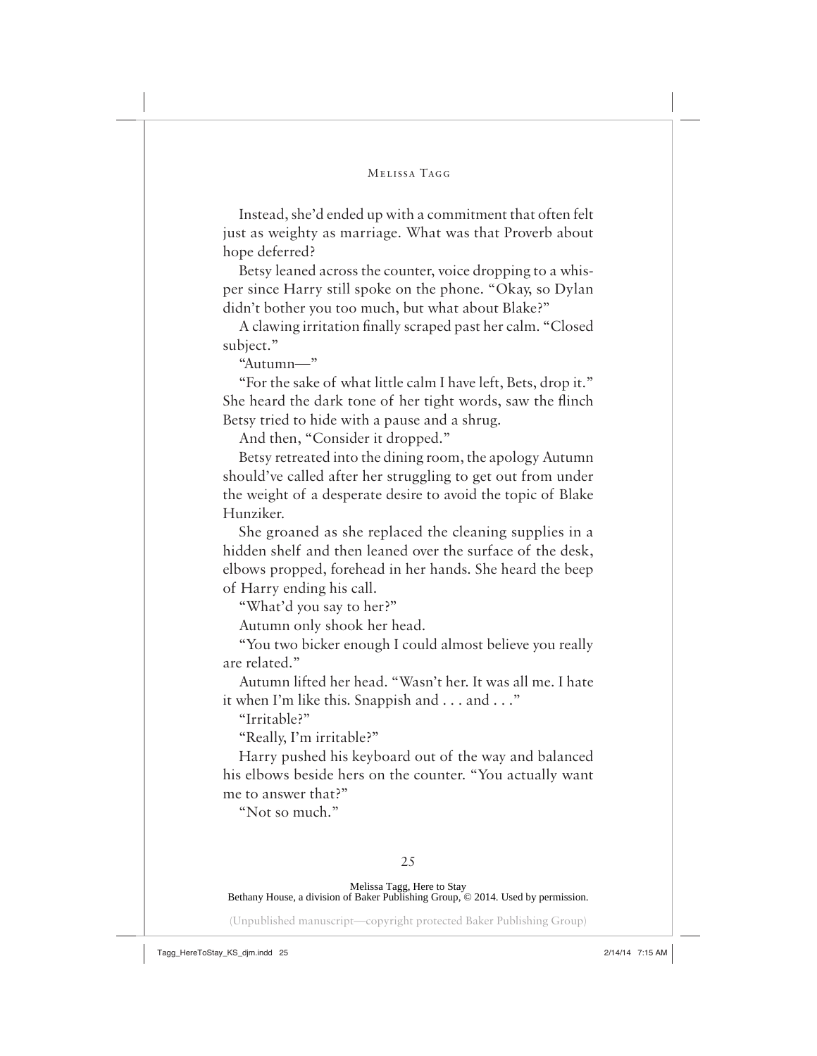Instead, she'd ended up with a commitment that often felt just as weighty as marriage. What was that Proverb about hope deferred?

Betsy leaned across the counter, voice dropping to a whisper since Harry still spoke on the phone. "Okay, so Dylan didn't bother you too much, but what about Blake?"

A clawing irritation finally scraped past her calm. "Closed subject."

"Autumn—"

"For the sake of what little calm I have left, Bets, drop it." She heard the dark tone of her tight words, saw the flinch Betsy tried to hide with a pause and a shrug.

And then, "Consider it dropped."

Betsy retreated into the dining room, the apology Autumn should've called after her struggling to get out from under the weight of a desperate desire to avoid the topic of Blake Hunziker.

She groaned as she replaced the cleaning supplies in a hidden shelf and then leaned over the surface of the desk, elbows propped, forehead in her hands. She heard the beep of Harry ending his call.

"What'd you say to her?"

Autumn only shook her head.

"You two bicker enough I could almost believe you really are related."

Autumn lifted her head. "Wasn't her. It was all me. I hate it when I'm like this. Snappish and . . . and . . ."

"Irritable?"

"Really, I'm irritable?"

Harry pushed his keyboard out of the way and balanced his elbows beside hers on the counter. "You actually want me to answer that?"

"Not so much."

Melissa Tagg, Here to Stay
Bethany House, a division of Baker Publishing Group, © 2014. Used by permission.

(Unpublished manuscript—copyright protected Baker Publishing Group)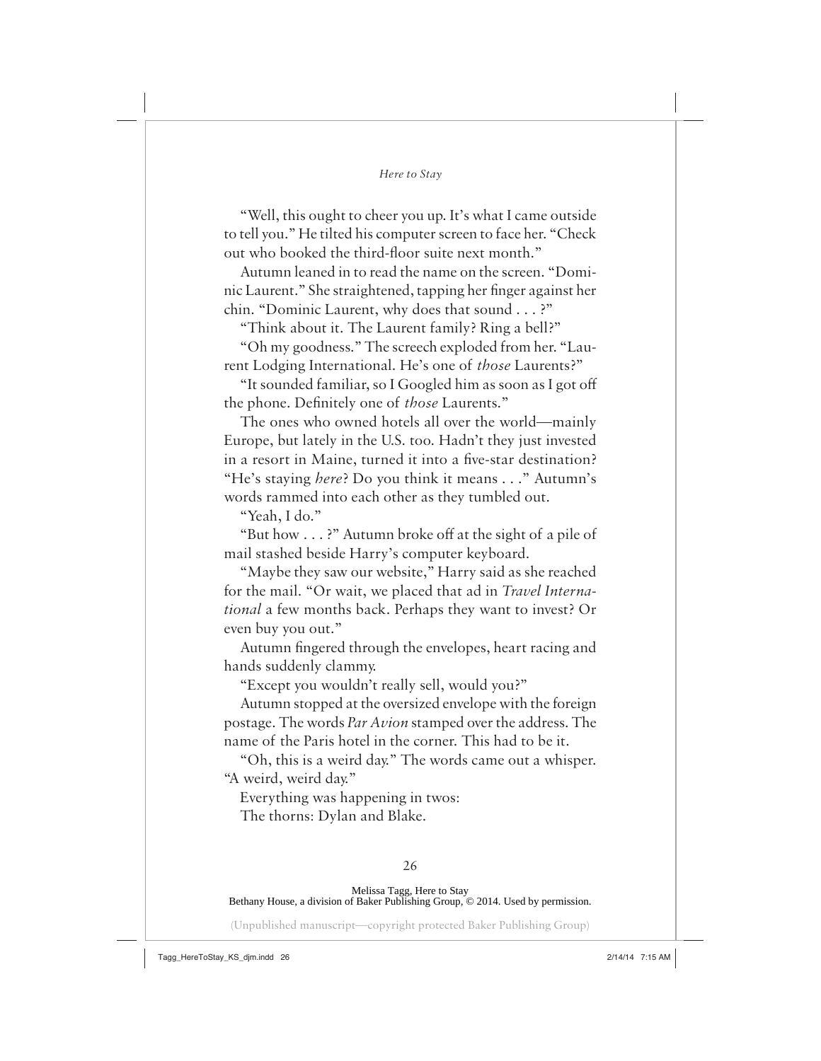"Well, this ought to cheer you up. It's what I came outside to tell you." He tilted his computer screen to face her. "Check out who booked the third-floor suite next month."

Autumn leaned in to read the name on the screen. "Dominic Laurent." She straightened, tapping her finger against her chin. "Dominic Laurent, why does that sound . . . ?"

"Think about it. The Laurent family? Ring a bell?"

"Oh my goodness." The screech exploded from her. "Laurent Lodging International. He's one of *those* Laurents?"

"It sounded familiar, so I Googled him as soon as I got off the phone. Definitely one of *those* Laurents."

The ones who owned hotels all over the world—mainly Europe, but lately in the U.S. too. Hadn't they just invested in a resort in Maine, turned it into a five-star destination? "He's staying *here*? Do you think it means . . ." Autumn's words rammed into each other as they tumbled out.

"Yeah, I do."

"But how . . . ?" Autumn broke off at the sight of a pile of mail stashed beside Harry's computer keyboard.

"Maybe they saw our website," Harry said as she reached for the mail. "Or wait, we placed that ad in *Travel International* a few months back. Perhaps they want to invest? Or even buy you out."

Autumn fingered through the envelopes, heart racing and hands suddenly clammy.

"Except you wouldn't really sell, would you?"

Autumn stopped at the oversized envelope with the foreign postage. The words *Par Avion* stamped over the address. The name of the Paris hotel in the corner. This had to be it.

"Oh, this is a weird day." The words came out a whisper. "A weird, weird day."

Everything was happening in twos:

The thorns: Dylan and Blake.

Melissa Tagg, Here to Stay
Bethany House, a division of Baker Publishing Group, © 2014. Used by permission.

(Unpublished manuscript—copyright protected Baker Publishing Group)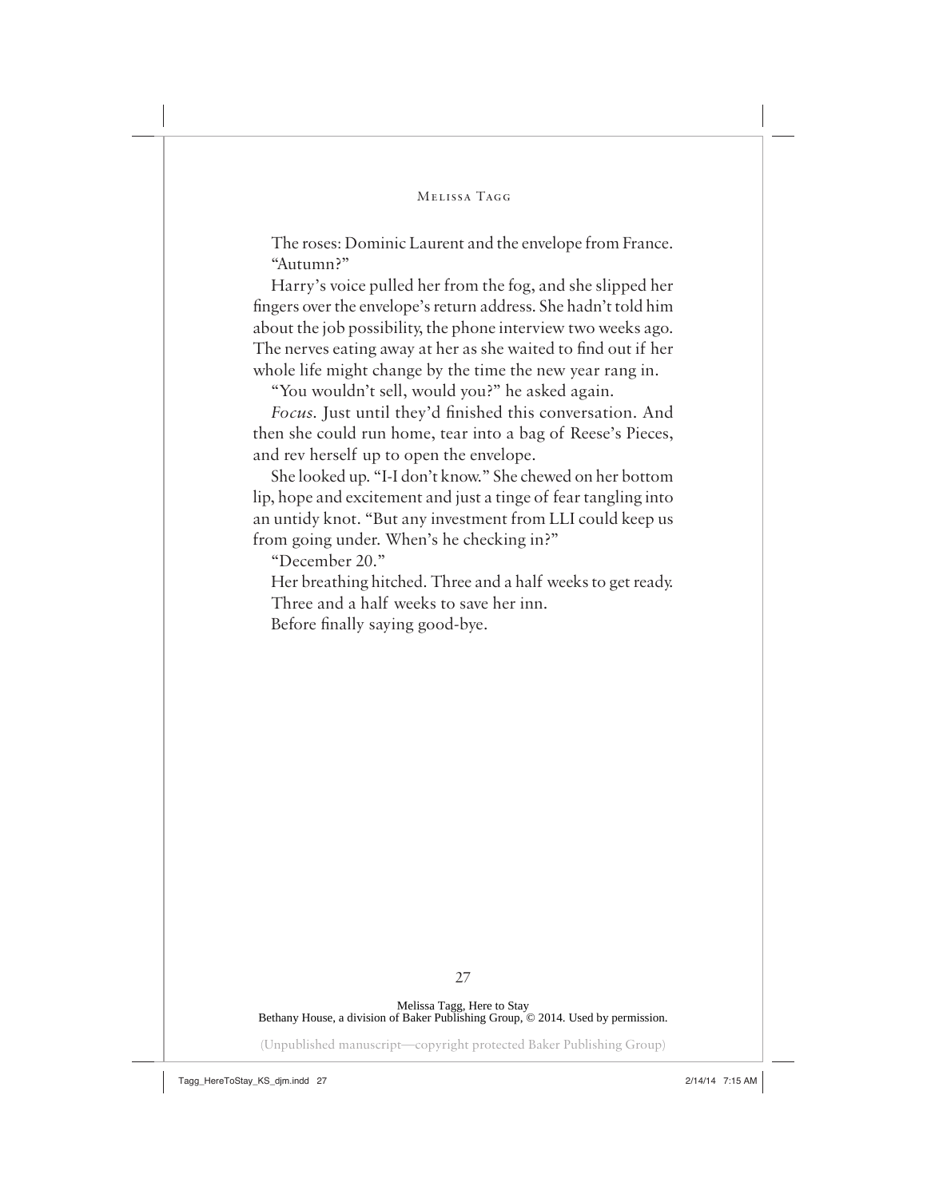The roses: Dominic Laurent and the envelope from France.

"Autumn?"

Harry's voice pulled her from the fog, and she slipped her fingers over the envelope's return address. She hadn't told him about the job possibility, the phone interview two weeks ago. The nerves eating away at her as she waited to find out if her whole life might change by the time the new year rang in.

"You wouldn't sell, would you?" he asked again.

*Focus.* Just until they'd finished this conversation. And then she could run home, tear into a bag of Reese's Pieces, and rev herself up to open the envelope.

She looked up. "I-I don't know." She chewed on her bottom lip, hope and excitement and just a tinge of fear tangling into an untidy knot. "But any investment from LLI could keep us from going under. When's he checking in?"

"December 20."

Her breathing hitched. Three and a half weeks to get ready.

Three and a half weeks to save her inn.

Before finally saying good-bye.

Melissa Tagg, Here to Stay
Bethany House, a division of Baker Publishing Group, © 2014. Used by permission.

(Unpublished manuscript—copyright protected Baker Publishing Group)